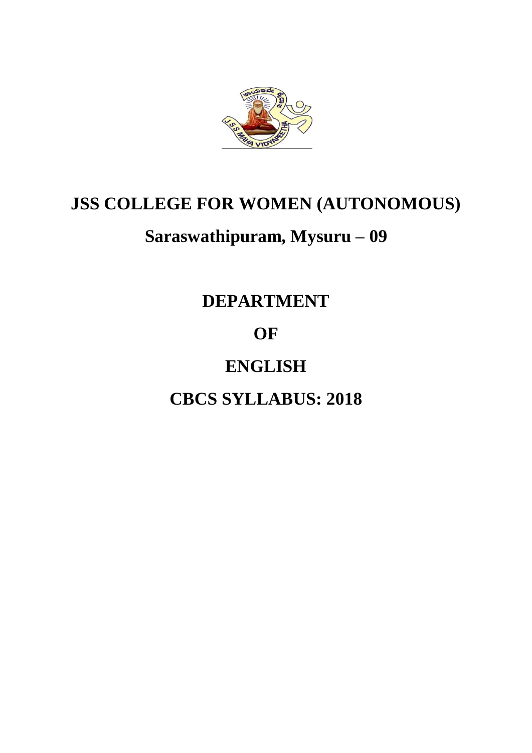# JSS COLLEGE FOR WOMEN (AUTONOMOUS)

## Saraswathipuram, Mysuru – 09

## DEPARTMENT

## OF

## ENGLISH

## CBCS SYLLABUS: 2018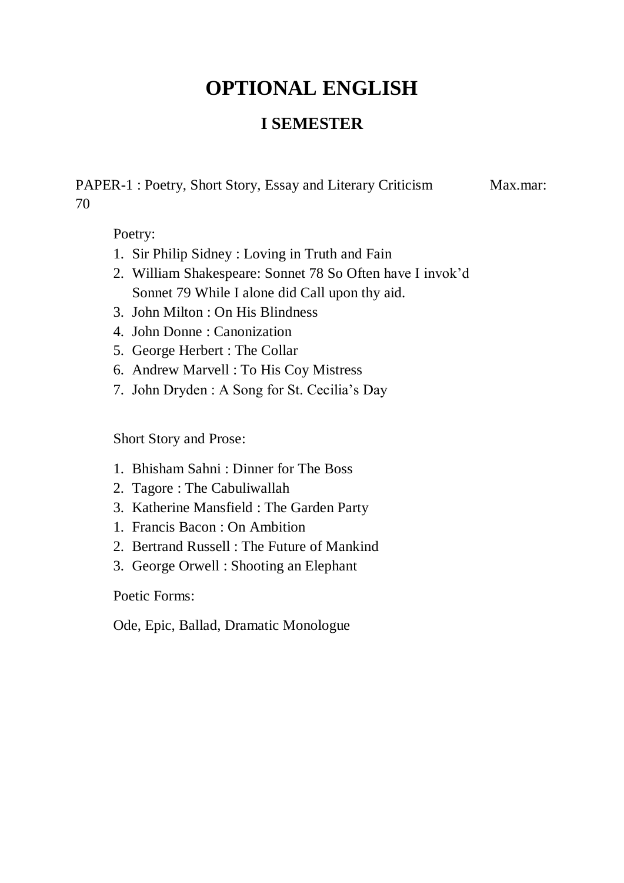# OPTIONAL ENGLISH

## I SEMESTER

PAPER-1 : Poetry, Short Story, Essay and Literary Criticism Max.mar: 70

Poetry:

1. Sir Philip Sidney : Loving in Truth and Fain
2. William Shakespeare: Sonnet 78 So Often have I invok'd
   Sonnet 79 While I alone did Call upon thy aid.
3. John Milton : On His Blindness
4. John Donne : Canonization
5. George Herbert : The Collar
6. Andrew Marvell : To His Coy Mistress
7. John Dryden : A Song for St. Cecilia's Day

Short Story and Prose:

1. Bhisham Sahni : Dinner for The Boss
2. Tagore : The Cabuliwallah
3. Katherine Mansfield : The Garden Party

1. Francis Bacon : On Ambition
2. Bertrand Russell : The Future of Mankind
3. George Orwell : Shooting an Elephant

Poetic Forms:

Ode, Epic, Ballad, Dramatic Monologue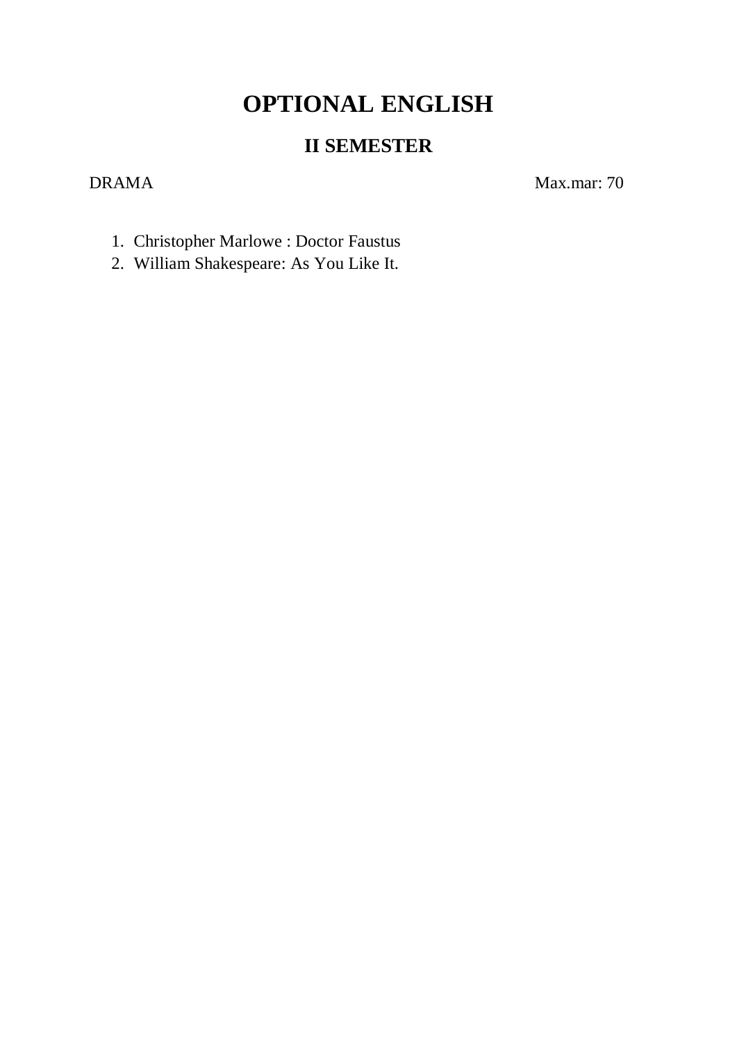# OPTIONAL ENGLISH

## II SEMESTER

DRAMA Max.mar: 70

1. Christopher Marlowe : Doctor Faustus
2. William Shakespeare: As You Like It.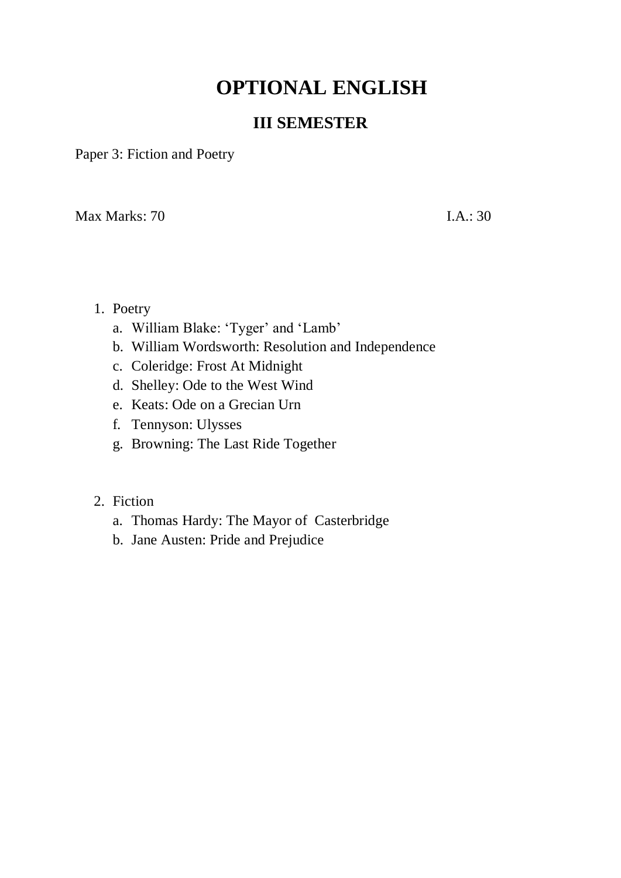# OPTIONAL ENGLISH

## III SEMESTER

Paper 3: Fiction and Poetry

Max Marks: 70 I.A.: 30

1. Poetry
   a. William Blake: 'Tyger' and 'Lamb'
   b. William Wordsworth: Resolution and Independence
   c. Coleridge: Frost At Midnight
   d. Shelley: Ode to the West Wind
   e. Keats: Ode on a Grecian Urn
   f. Tennyson: Ulysses
   g. Browning: The Last Ride Together

2. Fiction
   a. Thomas Hardy: The Mayor of Casterbridge
   b. Jane Austen: Pride and Prejudice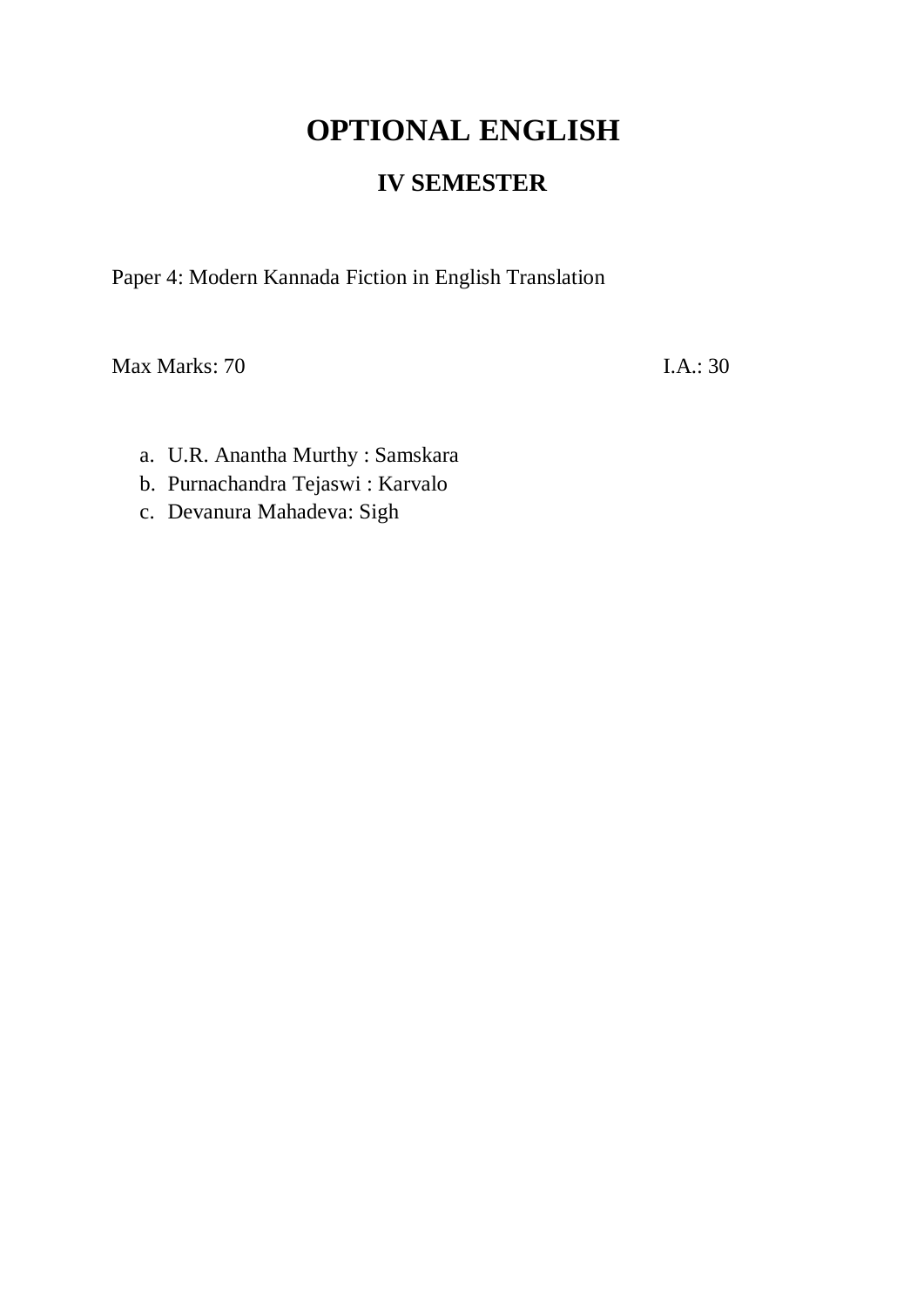# OPTIONAL ENGLISH

## IV SEMESTER

Paper 4: Modern Kannada Fiction in English Translation

Max Marks: 70 I.A.: 30

a. U.R. Anantha Murthy : Samskara
b. Purnachandra Tejaswi : Karvalo
c. Devanura Mahadeva: Sigh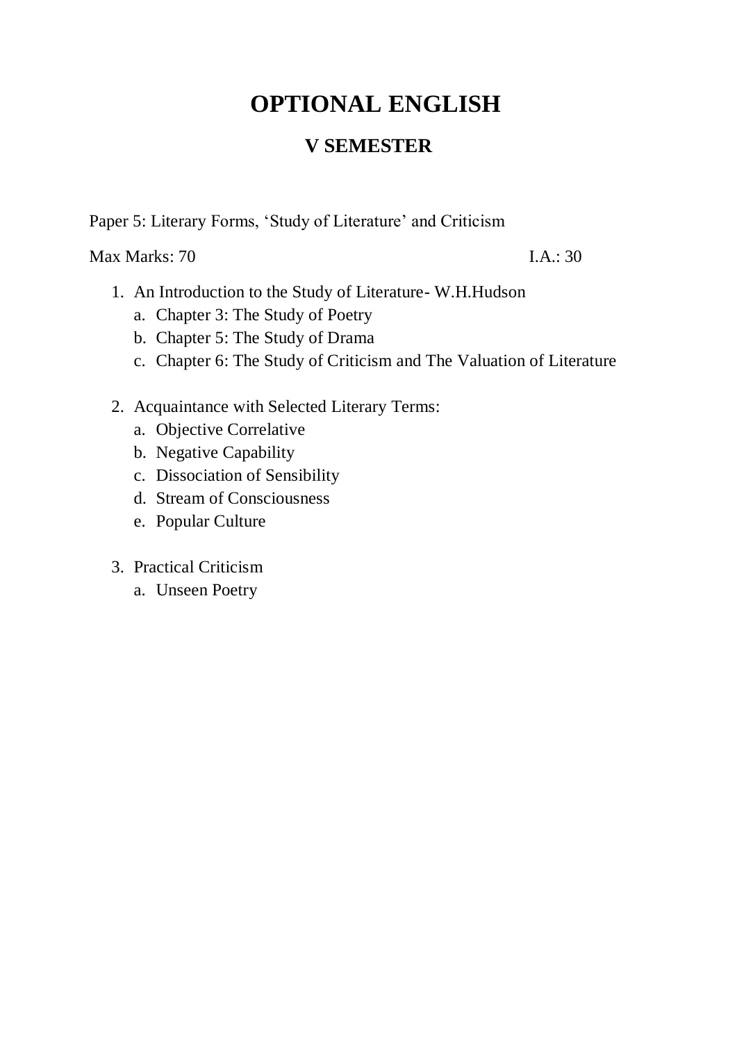# OPTIONAL ENGLISH

## V SEMESTER

Paper 5: Literary Forms, 'Study of Literature' and Criticism

Max Marks: 70 I.A.: 30

1. An Introduction to the Study of Literature- W.H.Hudson
   a. Chapter 3: The Study of Poetry
   b. Chapter 5: The Study of Drama
   c. Chapter 6: The Study of Criticism and The Valuation of Literature

2. Acquaintance with Selected Literary Terms:
   a. Objective Correlative
   b. Negative Capability
   c. Dissociation of Sensibility
   d. Stream of Consciousness
   e. Popular Culture

3. Practical Criticism
   a. Unseen Poetry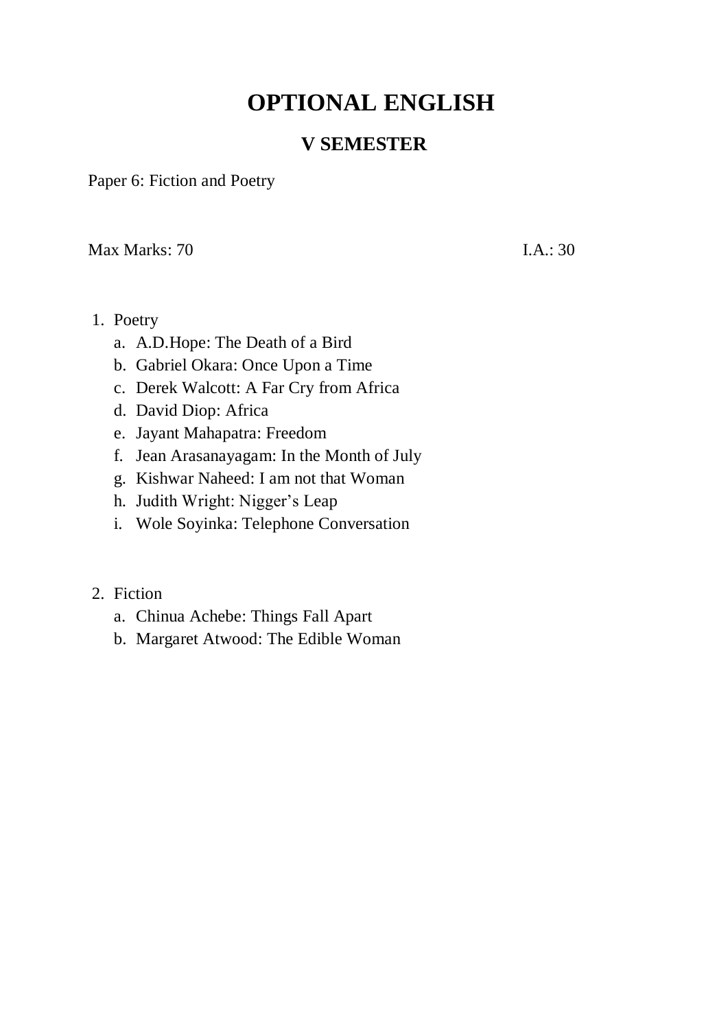# OPTIONAL ENGLISH

## V SEMESTER

Paper 6: Fiction and Poetry

Max Marks: 70 I.A.: 30

1. Poetry
   a. A.D.Hope: The Death of a Bird
   b. Gabriel Okara: Once Upon a Time
   c. Derek Walcott: A Far Cry from Africa
   d. David Diop: Africa
   e. Jayant Mahapatra: Freedom
   f. Jean Arasanayagam: In the Month of July
   g. Kishwar Naheed: I am not that Woman
   h. Judith Wright: Nigger's Leap
   i. Wole Soyinka: Telephone Conversation

2. Fiction
   a. Chinua Achebe: Things Fall Apart
   b. Margaret Atwood: The Edible Woman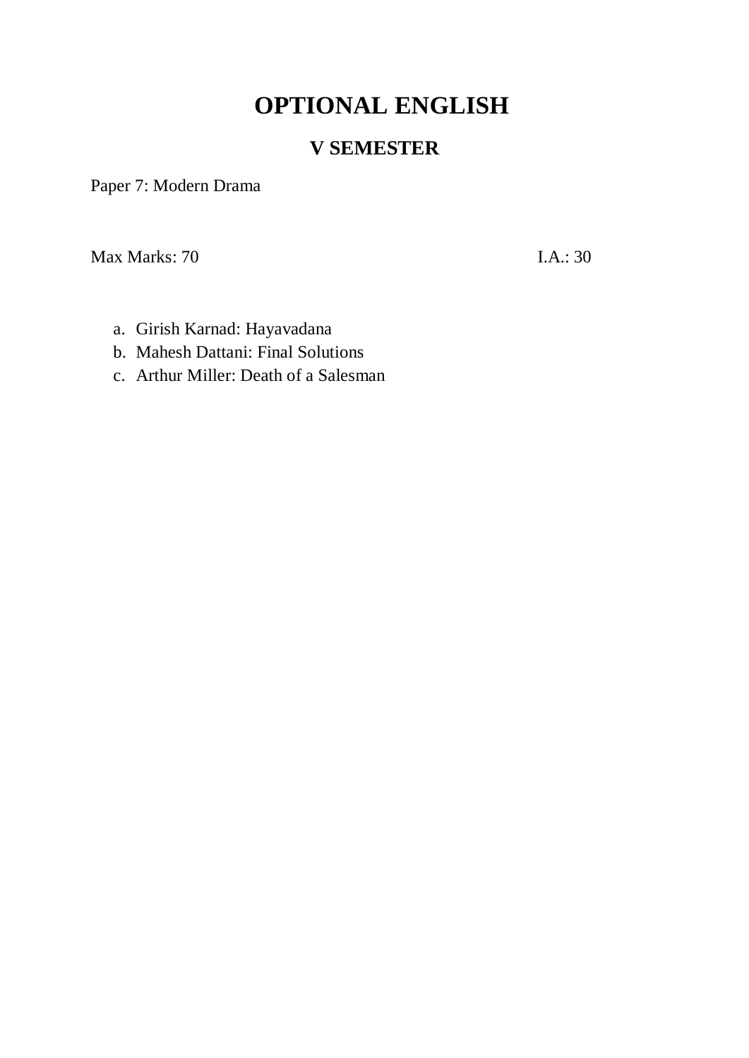# OPTIONAL ENGLISH

## V SEMESTER

Paper 7: Modern Drama

Max Marks: 70 I.A.: 30

a. Girish Karnad: Hayavadana
b. Mahesh Dattani: Final Solutions
c. Arthur Miller: Death of a Salesman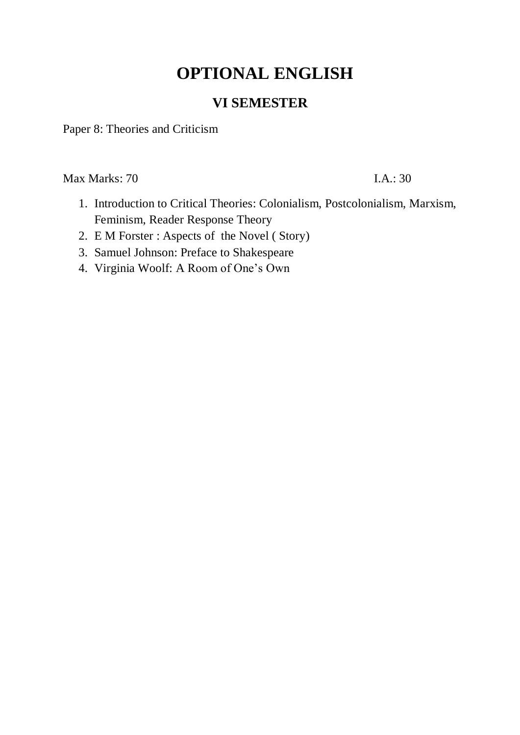# OPTIONAL ENGLISH

## VI SEMESTER

Paper 8: Theories and Criticism

Max Marks: 70 I.A.: 30

1. Introduction to Critical Theories: Colonialism, Postcolonialism, Marxism, Feminism, Reader Response Theory
2. E M Forster : Aspects of the Novel ( Story)
3. Samuel Johnson: Preface to Shakespeare
4. Virginia Woolf: A Room of One's Own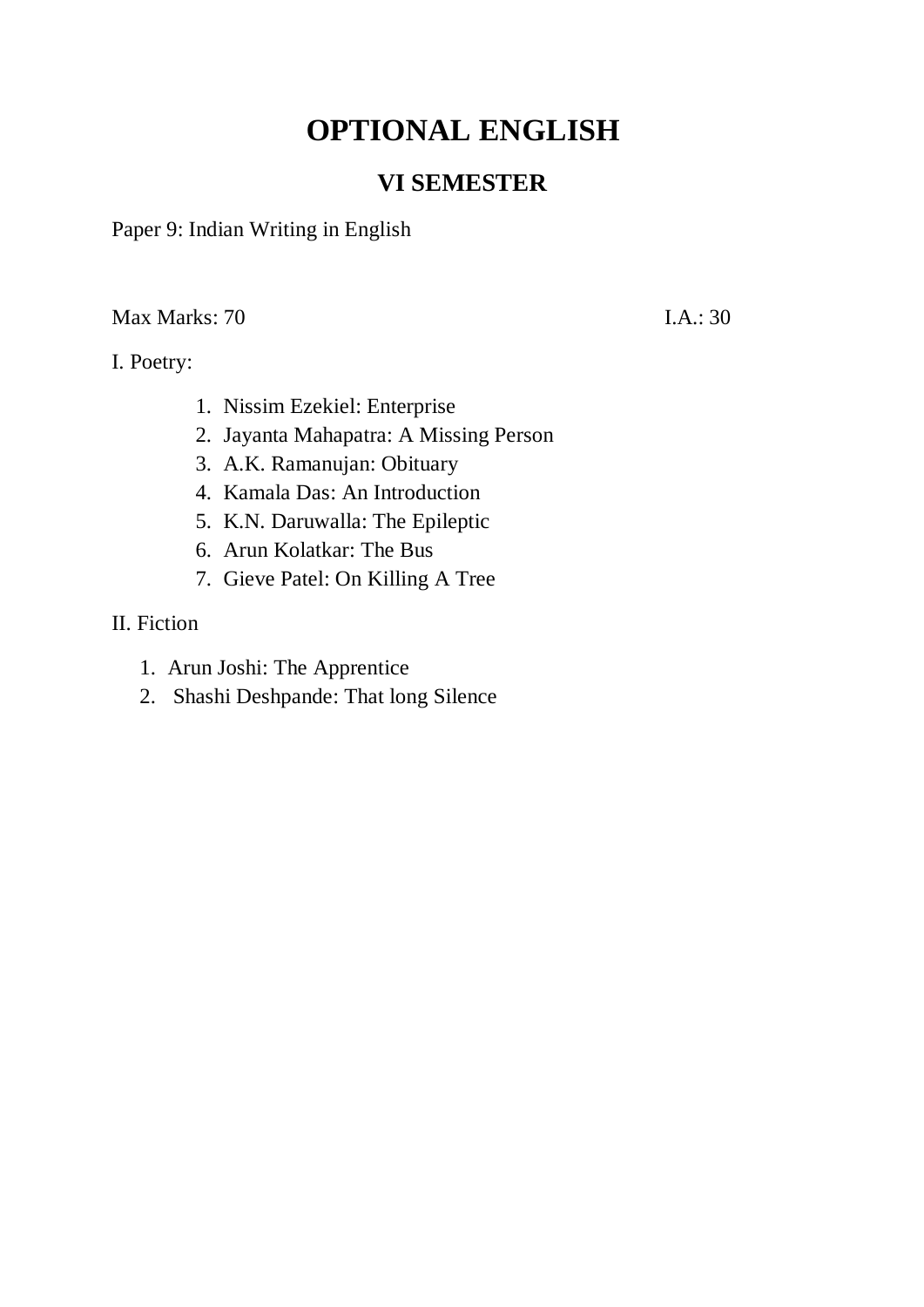# OPTIONAL ENGLISH

## VI SEMESTER

Paper 9: Indian Writing in English

Max Marks: 70 I.A.: 30

I. Poetry:

1. Nissim Ezekiel: Enterprise
2. Jayanta Mahapatra: A Missing Person
3. A.K. Ramanujan: Obituary
4. Kamala Das: An Introduction
5. K.N. Daruwalla: The Epileptic
6. Arun Kolatkar: The Bus
7. Gieve Patel: On Killing A Tree

II. Fiction

1. Arun Joshi: The Apprentice
2. Shashi Deshpande: That long Silence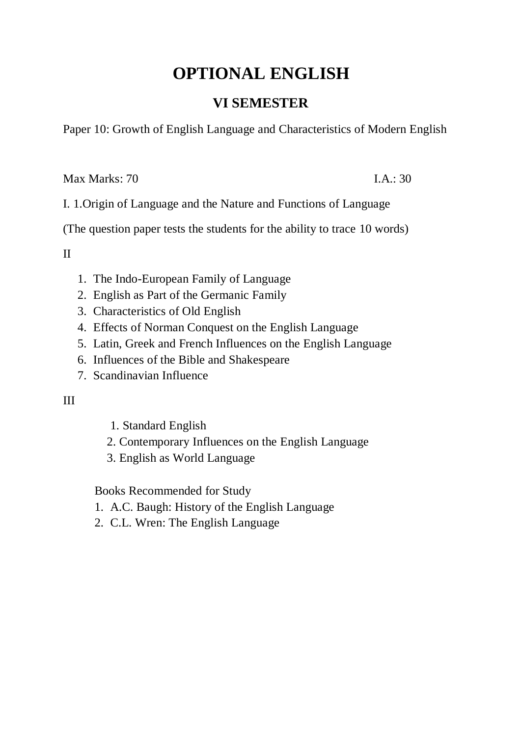# OPTIONAL ENGLISH

## VI SEMESTER

Paper 10: Growth of English Language and Characteristics of Modern English

Max Marks: 70 I.A.: 30

I. 1.Origin of Language and the Nature and Functions of Language

(The question paper tests the students for the ability to trace 10 words)

II

1. The Indo-European Family of Language
2. English as Part of the Germanic Family
3. Characteristics of Old English
4. Effects of Norman Conquest on the English Language
5. Latin, Greek and French Influences on the English Language
6. Influences of the Bible and Shakespeare
7. Scandinavian Influence

III

1. Standard English
2. Contemporary Influences on the English Language
3. English as World Language

Books Recommended for Study

1. A.C. Baugh: History of the English Language
2. C.L. Wren: The English Language